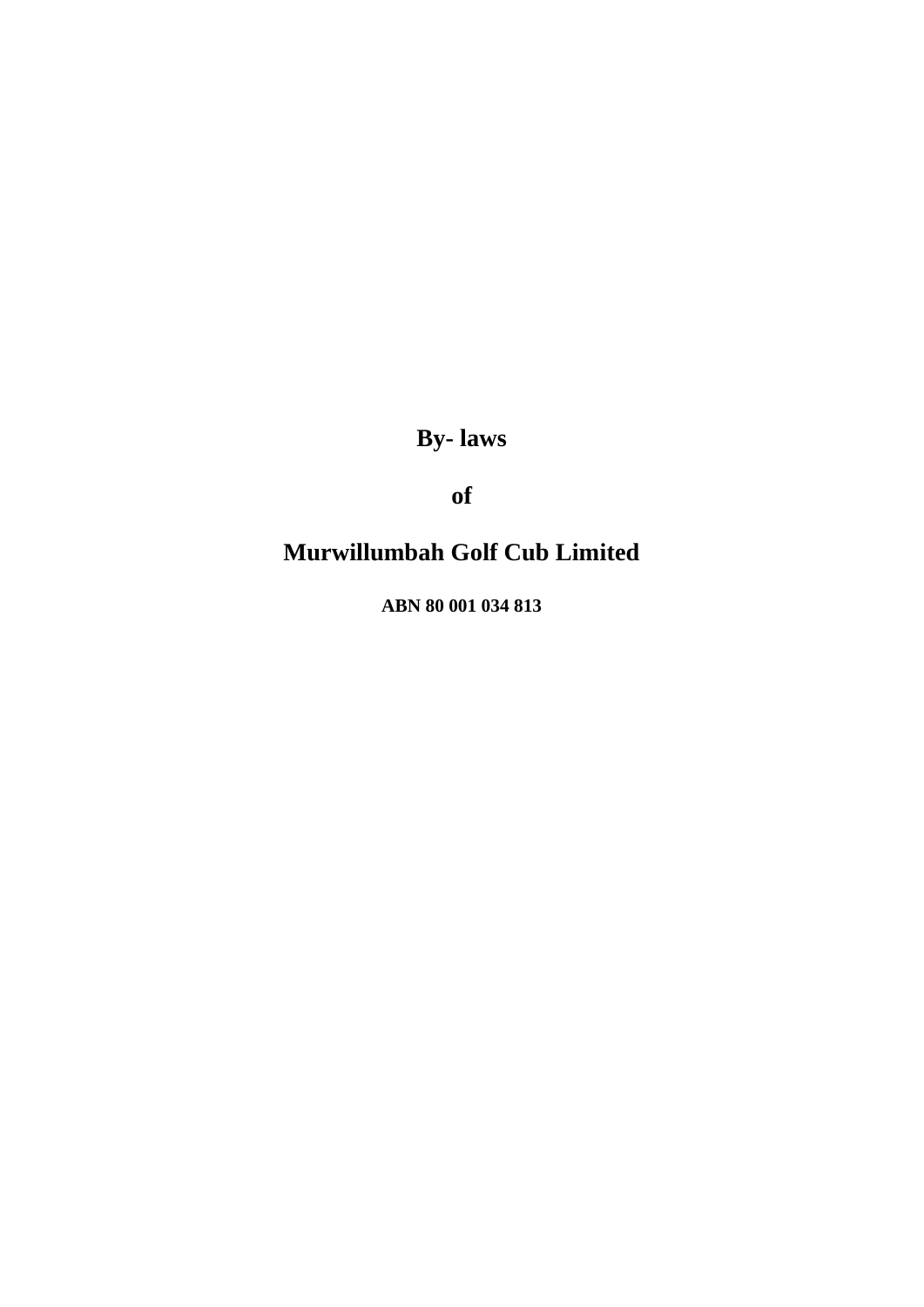# By- laws

# of

# Murwillumbah Golf Cub Limited

**ABN 80 001 034 813**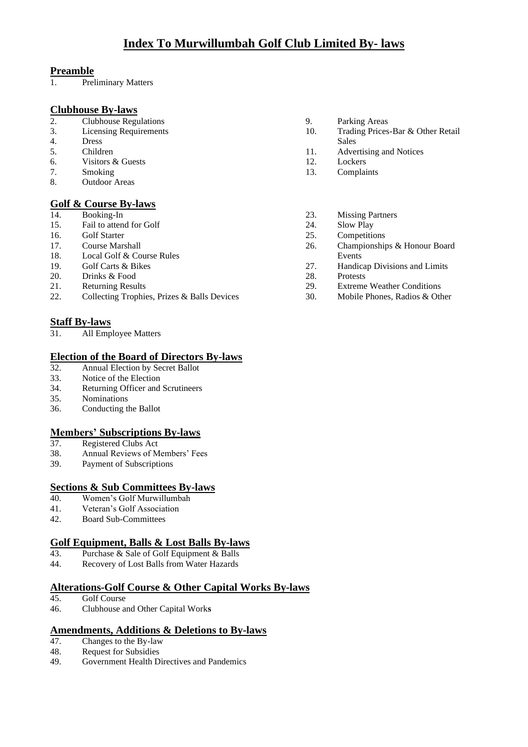# Index To Murwillumbah Golf Club Limited By- laws

## Preamble

1. Preliminary Matters

## Clubhouse By-laws

2. Clubhouse Regulations
3. Licensing Requirements
4. Dress
5. Children
6. Visitors & Guests
7. Smoking
8. Outdoor Areas
9. Parking Areas
10. Trading Prices-Bar & Other Retail Sales
11. Advertising and Notices
12. Lockers
13. Complaints

## Golf & Course By-laws

14. Booking-In
15. Fail to attend for Golf
16. Golf Starter
17. Course Marshall
18. Local Golf & Course Rules
19. Golf Carts & Bikes
20. Drinks & Food
21. Returning Results
22. Collecting Trophies, Prizes & Balls Devices
23. Missing Partners
24. Slow Play
25. Competitions
26. Championships & Honour Board Events
27. Handicap Divisions and Limits
28. Protests
29. Extreme Weather Conditions
30. Mobile Phones, Radios & Other

## Staff By-laws

31. All Employee Matters

## Election of the Board of Directors By-laws

32. Annual Election by Secret Ballot
33. Notice of the Election
34. Returning Officer and Scrutineers
35. Nominations
36. Conducting the Ballot

## Members' Subscriptions By-laws

37. Registered Clubs Act
38. Annual Reviews of Members' Fees
39. Payment of Subscriptions

## Sections & Sub Committees By-laws

40. Women's Golf Murwillumbah
41. Veteran's Golf Association
42. Board Sub-Committees

## Golf Equipment, Balls & Lost Balls By-laws

43. Purchase & Sale of Golf Equipment & Balls
44. Recovery of Lost Balls from Water Hazards

## Alterations-Golf Course & Other Capital Works By-laws

45. Golf Course
46. Clubhouse and Other Capital Works

## Amendments, Additions & Deletions to By-laws

47. Changes to the By-law
48. Request for Subsidies
49. Government Health Directives and Pandemics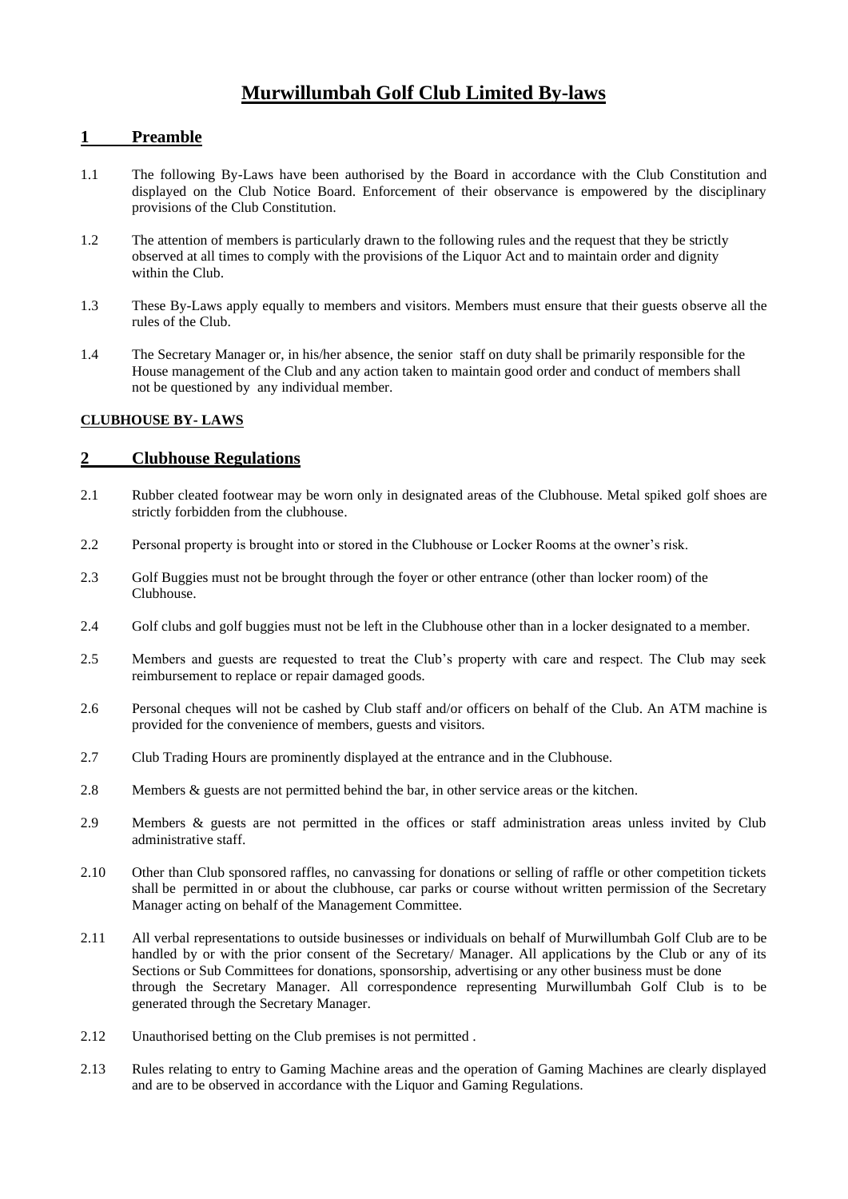# Murwillumbah Golf Club Limited By-laws

## 1 Preamble

1.1 The following By-Laws have been authorised by the Board in accordance with the Club Constitution and displayed on the Club Notice Board. Enforcement of their observance is empowered by the disciplinary provisions of the Club Constitution.

1.2 The attention of members is particularly drawn to the following rules and the request that they be strictly observed at all times to comply with the provisions of the Liquor Act and to maintain order and dignity within the Club.

1.3 These By-Laws apply equally to members and visitors. Members must ensure that their guests observe all the rules of the Club.

1.4 The Secretary Manager or, in his/her absence, the senior staff on duty shall be primarily responsible for the House management of the Club and any action taken to maintain good order and conduct of members shall not be questioned by any individual member.

**CLUBHOUSE BY- LAWS**

## 2 Clubhouse Regulations

2.1 Rubber cleated footwear may be worn only in designated areas of the Clubhouse. Metal spiked golf shoes are strictly forbidden from the clubhouse.

2.2 Personal property is brought into or stored in the Clubhouse or Locker Rooms at the owner's risk.

2.3 Golf Buggies must not be brought through the foyer or other entrance (other than locker room) of the Clubhouse.

2.4 Golf clubs and golf buggies must not be left in the Clubhouse other than in a locker designated to a member.

2.5 Members and guests are requested to treat the Club's property with care and respect. The Club may seek reimbursement to replace or repair damaged goods.

2.6 Personal cheques will not be cashed by Club staff and/or officers on behalf of the Club. An ATM machine is provided for the convenience of members, guests and visitors.

2.7 Club Trading Hours are prominently displayed at the entrance and in the Clubhouse.

2.8 Members & guests are not permitted behind the bar, in other service areas or the kitchen.

2.9 Members & guests are not permitted in the offices or staff administration areas unless invited by Club administrative staff.

2.10 Other than Club sponsored raffles, no canvassing for donations or selling of raffle or other competition tickets shall be permitted in or about the clubhouse, car parks or course without written permission of the Secretary Manager acting on behalf of the Management Committee.

2.11 All verbal representations to outside businesses or individuals on behalf of Murwillumbah Golf Club are to be handled by or with the prior consent of the Secretary/ Manager. All applications by the Club or any of its Sections or Sub Committees for donations, sponsorship, advertising or any other business must be done through the Secretary Manager. All correspondence representing Murwillumbah Golf Club is to be generated through the Secretary Manager.

2.12 Unauthorised betting on the Club premises is not permitted .

2.13 Rules relating to entry to Gaming Machine areas and the operation of Gaming Machines are clearly displayed and are to be observed in accordance with the Liquor and Gaming Regulations.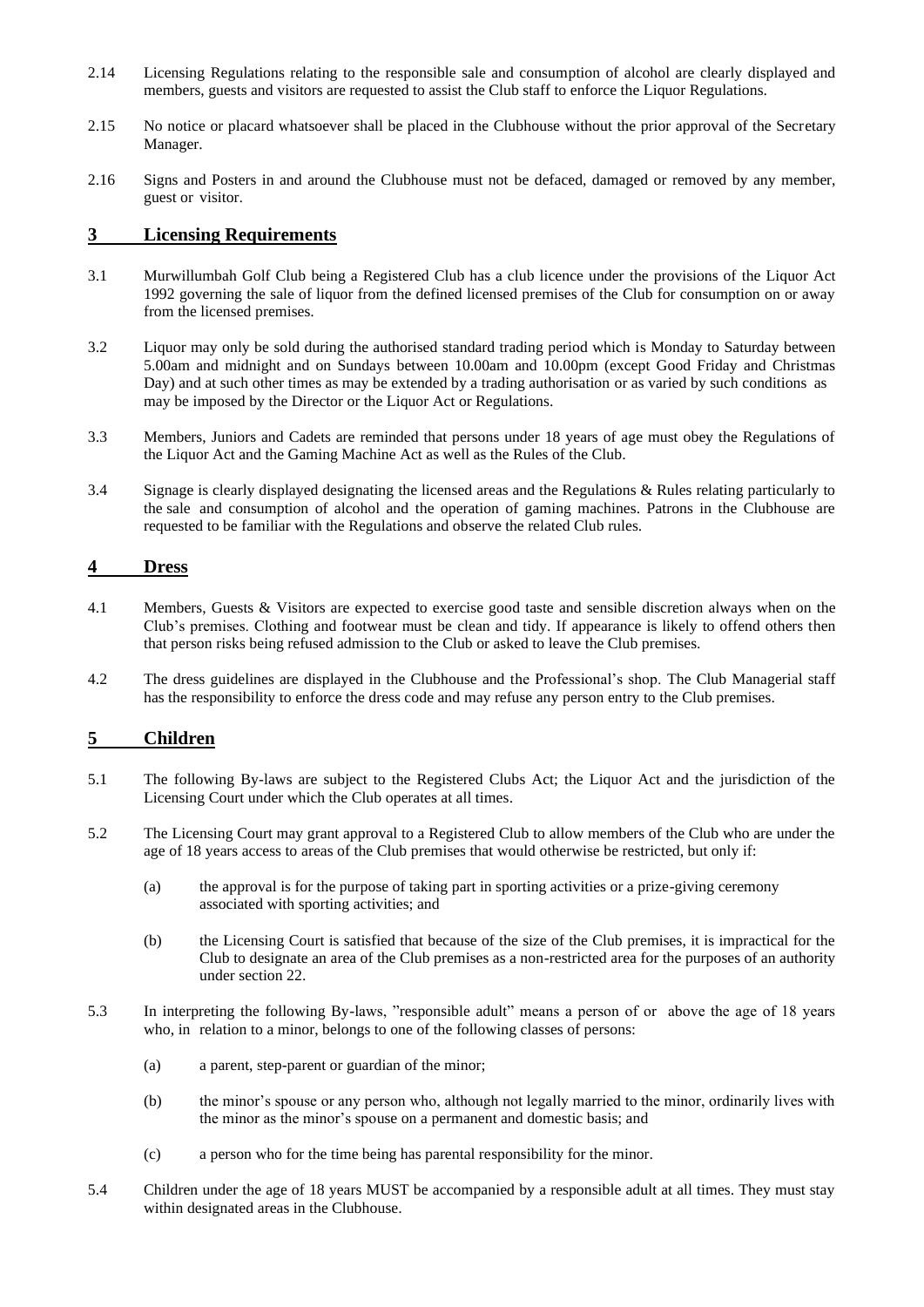2.14 Licensing Regulations relating to the responsible sale and consumption of alcohol are clearly displayed and members, guests and visitors are requested to assist the Club staff to enforce the Liquor Regulations.

2.15 No notice or placard whatsoever shall be placed in the Clubhouse without the prior approval of the Secretary Manager.

2.16 Signs and Posters in and around the Clubhouse must not be defaced, damaged or removed by any member, guest or visitor.

## 3 Licensing Requirements

3.1 Murwillumbah Golf Club being a Registered Club has a club licence under the provisions of the Liquor Act 1992 governing the sale of liquor from the defined licensed premises of the Club for consumption on or away from the licensed premises.

3.2 Liquor may only be sold during the authorised standard trading period which is Monday to Saturday between 5.00am and midnight and on Sundays between 10.00am and 10.00pm (except Good Friday and Christmas Day) and at such other times as may be extended by a trading authorisation or as varied by such conditions as may be imposed by the Director or the Liquor Act or Regulations.

3.3 Members, Juniors and Cadets are reminded that persons under 18 years of age must obey the Regulations of the Liquor Act and the Gaming Machine Act as well as the Rules of the Club.

3.4 Signage is clearly displayed designating the licensed areas and the Regulations & Rules relating particularly to the sale and consumption of alcohol and the operation of gaming machines. Patrons in the Clubhouse are requested to be familiar with the Regulations and observe the related Club rules.

## 4 Dress

4.1 Members, Guests & Visitors are expected to exercise good taste and sensible discretion always when on the Club's premises. Clothing and footwear must be clean and tidy. If appearance is likely to offend others then that person risks being refused admission to the Club or asked to leave the Club premises.

4.2 The dress guidelines are displayed in the Clubhouse and the Professional's shop. The Club Managerial staff has the responsibility to enforce the dress code and may refuse any person entry to the Club premises.

## 5 Children

5.1 The following By-laws are subject to the Registered Clubs Act; the Liquor Act and the jurisdiction of the Licensing Court under which the Club operates at all times.

5.2 The Licensing Court may grant approval to a Registered Club to allow members of the Club who are under the age of 18 years access to areas of the Club premises that would otherwise be restricted, but only if:

- (a) the approval is for the purpose of taking part in sporting activities or a prize-giving ceremony associated with sporting activities; and
- (b) the Licensing Court is satisfied that because of the size of the Club premises, it is impractical for the Club to designate an area of the Club premises as a non-restricted area for the purposes of an authority under section 22.

5.3 In interpreting the following By-laws, "responsible adult" means a person of or above the age of 18 years who, in relation to a minor, belongs to one of the following classes of persons:

- (a) a parent, step-parent or guardian of the minor;
- (b) the minor's spouse or any person who, although not legally married to the minor, ordinarily lives with the minor as the minor's spouse on a permanent and domestic basis; and
- (c) a person who for the time being has parental responsibility for the minor.

5.4 Children under the age of 18 years MUST be accompanied by a responsible adult at all times. They must stay within designated areas in the Clubhouse.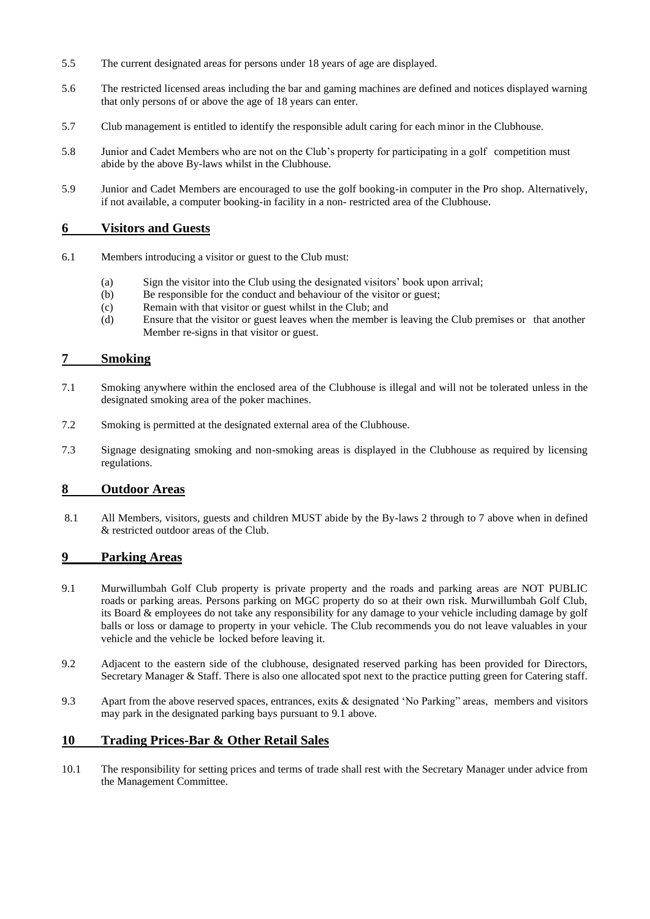5.5 The current designated areas for persons under 18 years of age are displayed.

5.6 The restricted licensed areas including the bar and gaming machines are defined and notices displayed warning that only persons of or above the age of 18 years can enter.

5.7 Club management is entitled to identify the responsible adult caring for each minor in the Clubhouse.

5.8 Junior and Cadet Members who are not on the Club's property for participating in a golf competition must abide by the above By-laws whilst in the Clubhouse.

5.9 Junior and Cadet Members are encouraged to use the golf booking-in computer in the Pro shop. Alternatively, if not available, a computer booking-in facility in a non- restricted area of the Clubhouse.

## 6 Visitors and Guests

6.1 Members introducing a visitor or guest to the Club must:

(a) Sign the visitor into the Club using the designated visitors' book upon arrival;
(b) Be responsible for the conduct and behaviour of the visitor or guest;
(c) Remain with that visitor or guest whilst in the Club; and
(d) Ensure that the visitor or guest leaves when the member is leaving the Club premises or that another Member re-signs in that visitor or guest.

## 7 Smoking

7.1 Smoking anywhere within the enclosed area of the Clubhouse is illegal and will not be tolerated unless in the designated smoking area of the poker machines.

7.2 Smoking is permitted at the designated external area of the Clubhouse.

7.3 Signage designating smoking and non-smoking areas is displayed in the Clubhouse as required by licensing regulations.

## 8 Outdoor Areas

8.1 All Members, visitors, guests and children MUST abide by the By-laws 2 through to 7 above when in defined & restricted outdoor areas of the Club.

## 9 Parking Areas

9.1 Murwillumbah Golf Club property is private property and the roads and parking areas are NOT PUBLIC roads or parking areas. Persons parking on MGC property do so at their own risk. Murwillumbah Golf Club, its Board & employees do not take any responsibility for any damage to your vehicle including damage by golf balls or loss or damage to property in your vehicle. The Club recommends you do not leave valuables in your vehicle and the vehicle be locked before leaving it.

9.2 Adjacent to the eastern side of the clubhouse, designated reserved parking has been provided for Directors, Secretary Manager & Staff. There is also one allocated spot next to the practice putting green for Catering staff.

9.3 Apart from the above reserved spaces, entrances, exits & designated 'No Parking" areas, members and visitors may park in the designated parking bays pursuant to 9.1 above.

## 10 Trading Prices-Bar & Other Retail Sales

10.1 The responsibility for setting prices and terms of trade shall rest with the Secretary Manager under advice from the Management Committee.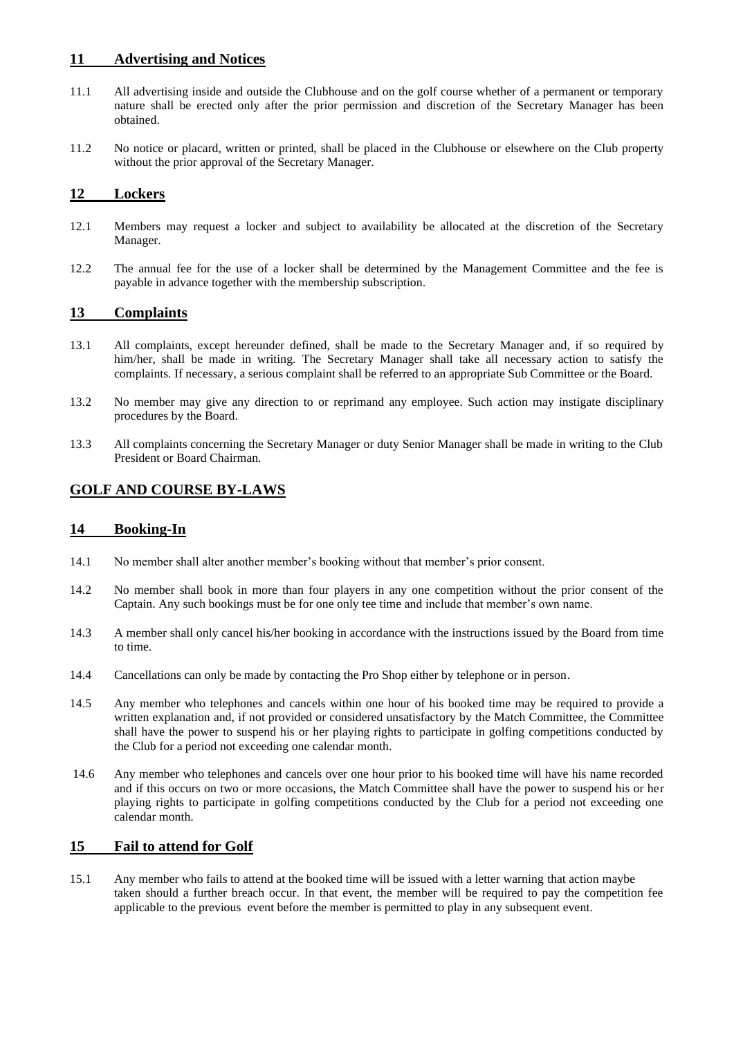## 11 Advertising and Notices

11.1 All advertising inside and outside the Clubhouse and on the golf course whether of a permanent or temporary nature shall be erected only after the prior permission and discretion of the Secretary Manager has been obtained.

11.2 No notice or placard, written or printed, shall be placed in the Clubhouse or elsewhere on the Club property without the prior approval of the Secretary Manager.

## 12 Lockers

12.1 Members may request a locker and subject to availability be allocated at the discretion of the Secretary Manager.

12.2 The annual fee for the use of a locker shall be determined by the Management Committee and the fee is payable in advance together with the membership subscription.

## 13 Complaints

13.1 All complaints, except hereunder defined, shall be made to the Secretary Manager and, if so required by him/her, shall be made in writing. The Secretary Manager shall take all necessary action to satisfy the complaints. If necessary, a serious complaint shall be referred to an appropriate Sub Committee or the Board.

13.2 No member may give any direction to or reprimand any employee. Such action may instigate disciplinary procedures by the Board.

13.3 All complaints concerning the Secretary Manager or duty Senior Manager shall be made in writing to the Club President or Board Chairman.

# GOLF AND COURSE BY-LAWS

## 14 Booking-In

14.1 No member shall alter another member's booking without that member's prior consent.

14.2 No member shall book in more than four players in any one competition without the prior consent of the Captain. Any such bookings must be for one only tee time and include that member's own name.

14.3 A member shall only cancel his/her booking in accordance with the instructions issued by the Board from time to time.

14.4 Cancellations can only be made by contacting the Pro Shop either by telephone or in person.

14.5 Any member who telephones and cancels within one hour of his booked time may be required to provide a written explanation and, if not provided or considered unsatisfactory by the Match Committee, the Committee shall have the power to suspend his or her playing rights to participate in golfing competitions conducted by the Club for a period not exceeding one calendar month.

14.6 Any member who telephones and cancels over one hour prior to his booked time will have his name recorded and if this occurs on two or more occasions, the Match Committee shall have the power to suspend his or her playing rights to participate in golfing competitions conducted by the Club for a period not exceeding one calendar month.

## 15 Fail to attend for Golf

15.1 Any member who fails to attend at the booked time will be issued with a letter warning that action maybe taken should a further breach occur. In that event, the member will be required to pay the competition fee applicable to the previous event before the member is permitted to play in any subsequent event.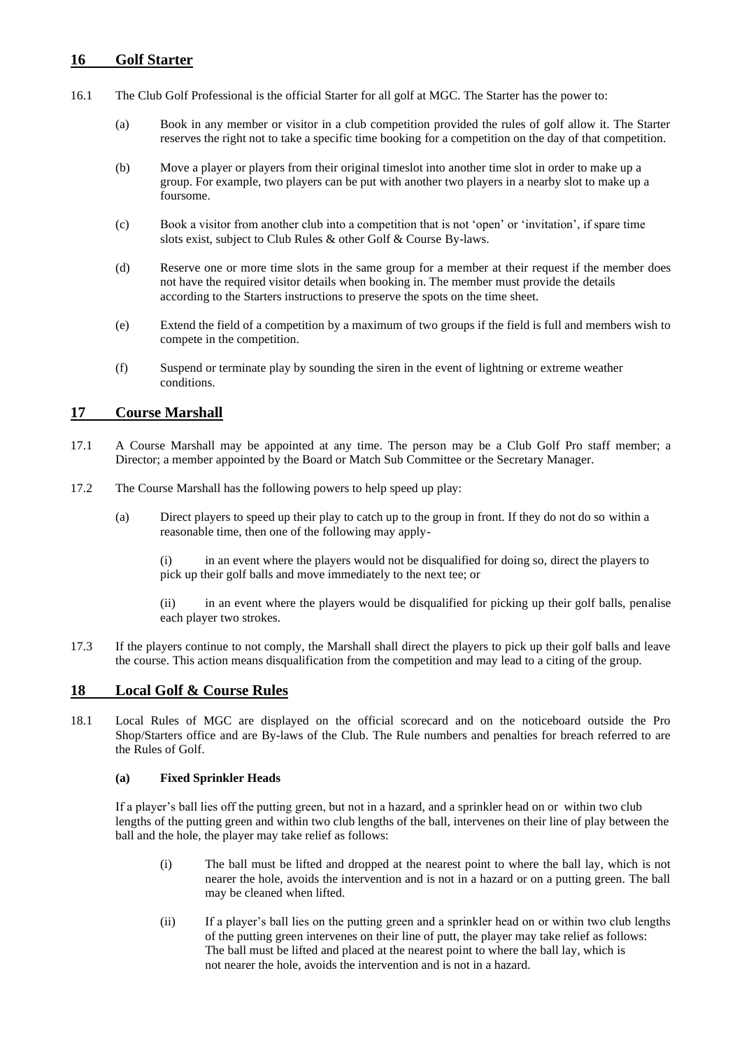## 16 Golf Starter

16.1 The Club Golf Professional is the official Starter for all golf at MGC. The Starter has the power to:

(a) Book in any member or visitor in a club competition provided the rules of golf allow it. The Starter reserves the right not to take a specific time booking for a competition on the day of that competition.

(b) Move a player or players from their original timeslot into another time slot in order to make up a group. For example, two players can be put with another two players in a nearby slot to make up a foursome.

(c) Book a visitor from another club into a competition that is not 'open' or 'invitation', if spare time slots exist, subject to Club Rules & other Golf & Course By-laws.

(d) Reserve one or more time slots in the same group for a member at their request if the member does not have the required visitor details when booking in. The member must provide the details according to the Starters instructions to preserve the spots on the time sheet.

(e) Extend the field of a competition by a maximum of two groups if the field is full and members wish to compete in the competition.

(f) Suspend or terminate play by sounding the siren in the event of lightning or extreme weather conditions.

## 17 Course Marshall

17.1 A Course Marshall may be appointed at any time. The person may be a Club Golf Pro staff member; a Director; a member appointed by the Board or Match Sub Committee or the Secretary Manager.

17.2 The Course Marshall has the following powers to help speed up play:

(a) Direct players to speed up their play to catch up to the group in front. If they do not do so within a reasonable time, then one of the following may apply-

(i) in an event where the players would not be disqualified for doing so, direct the players to pick up their golf balls and move immediately to the next tee; or

(ii) in an event where the players would be disqualified for picking up their golf balls, penalise each player two strokes.

17.3 If the players continue to not comply, the Marshall shall direct the players to pick up their golf balls and leave the course. This action means disqualification from the competition and may lead to a citing of the group.

## 18 Local Golf & Course Rules

18.1 Local Rules of MGC are displayed on the official scorecard and on the noticeboard outside the Pro Shop/Starters office and are By-laws of the Club. The Rule numbers and penalties for breach referred to are the Rules of Golf.

**(a) Fixed Sprinkler Heads**

If a player's ball lies off the putting green, but not in a hazard, and a sprinkler head on or within two club lengths of the putting green and within two club lengths of the ball, intervenes on their line of play between the ball and the hole, the player may take relief as follows:

(i) The ball must be lifted and dropped at the nearest point to where the ball lay, which is not nearer the hole, avoids the intervention and is not in a hazard or on a putting green. The ball may be cleaned when lifted.

(ii) If a player's ball lies on the putting green and a sprinkler head on or within two club lengths of the putting green intervenes on their line of putt, the player may take relief as follows: The ball must be lifted and placed at the nearest point to where the ball lay, which is not nearer the hole, avoids the intervention and is not in a hazard.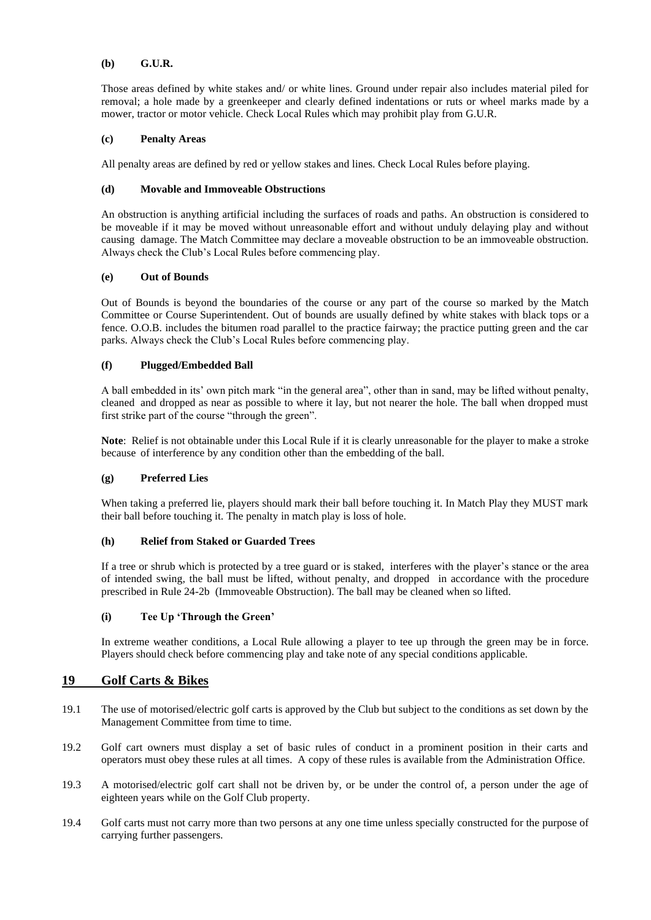**(b) G.U.R.**

Those areas defined by white stakes and/ or white lines. Ground under repair also includes material piled for removal; a hole made by a greenkeeper and clearly defined indentations or ruts or wheel marks made by a mower, tractor or motor vehicle. Check Local Rules which may prohibit play from G.U.R.

**(c) Penalty Areas**

All penalty areas are defined by red or yellow stakes and lines. Check Local Rules before playing.

**(d) Movable and Immoveable Obstructions**

An obstruction is anything artificial including the surfaces of roads and paths. An obstruction is considered to be moveable if it may be moved without unreasonable effort and without unduly delaying play and without causing damage. The Match Committee may declare a moveable obstruction to be an immoveable obstruction. Always check the Club's Local Rules before commencing play.

**(e) Out of Bounds**

Out of Bounds is beyond the boundaries of the course or any part of the course so marked by the Match Committee or Course Superintendent. Out of bounds are usually defined by white stakes with black tops or a fence. O.O.B. includes the bitumen road parallel to the practice fairway; the practice putting green and the car parks. Always check the Club's Local Rules before commencing play.

**(f) Plugged/Embedded Ball**

A ball embedded in its' own pitch mark "in the general area", other than in sand, may be lifted without penalty, cleaned and dropped as near as possible to where it lay, but not nearer the hole. The ball when dropped must first strike part of the course "through the green".

**Note**: Relief is not obtainable under this Local Rule if it is clearly unreasonable for the player to make a stroke because of interference by any condition other than the embedding of the ball.

**(g) Preferred Lies**

When taking a preferred lie, players should mark their ball before touching it. In Match Play they MUST mark their ball before touching it. The penalty in match play is loss of hole.

**(h) Relief from Staked or Guarded Trees**

If a tree or shrub which is protected by a tree guard or is staked, interferes with the player's stance or the area of intended swing, the ball must be lifted, without penalty, and dropped in accordance with the procedure prescribed in Rule 24-2b (Immoveable Obstruction). The ball may be cleaned when so lifted.

**(i) Tee Up 'Through the Green'**

In extreme weather conditions, a Local Rule allowing a player to tee up through the green may be in force. Players should check before commencing play and take note of any special conditions applicable.

## 19 Golf Carts & Bikes

19.1 The use of motorised/electric golf carts is approved by the Club but subject to the conditions as set down by the Management Committee from time to time.

19.2 Golf cart owners must display a set of basic rules of conduct in a prominent position in their carts and operators must obey these rules at all times. A copy of these rules is available from the Administration Office.

19.3 A motorised/electric golf cart shall not be driven by, or be under the control of, a person under the age of eighteen years while on the Golf Club property.

19.4 Golf carts must not carry more than two persons at any one time unless specially constructed for the purpose of carrying further passengers.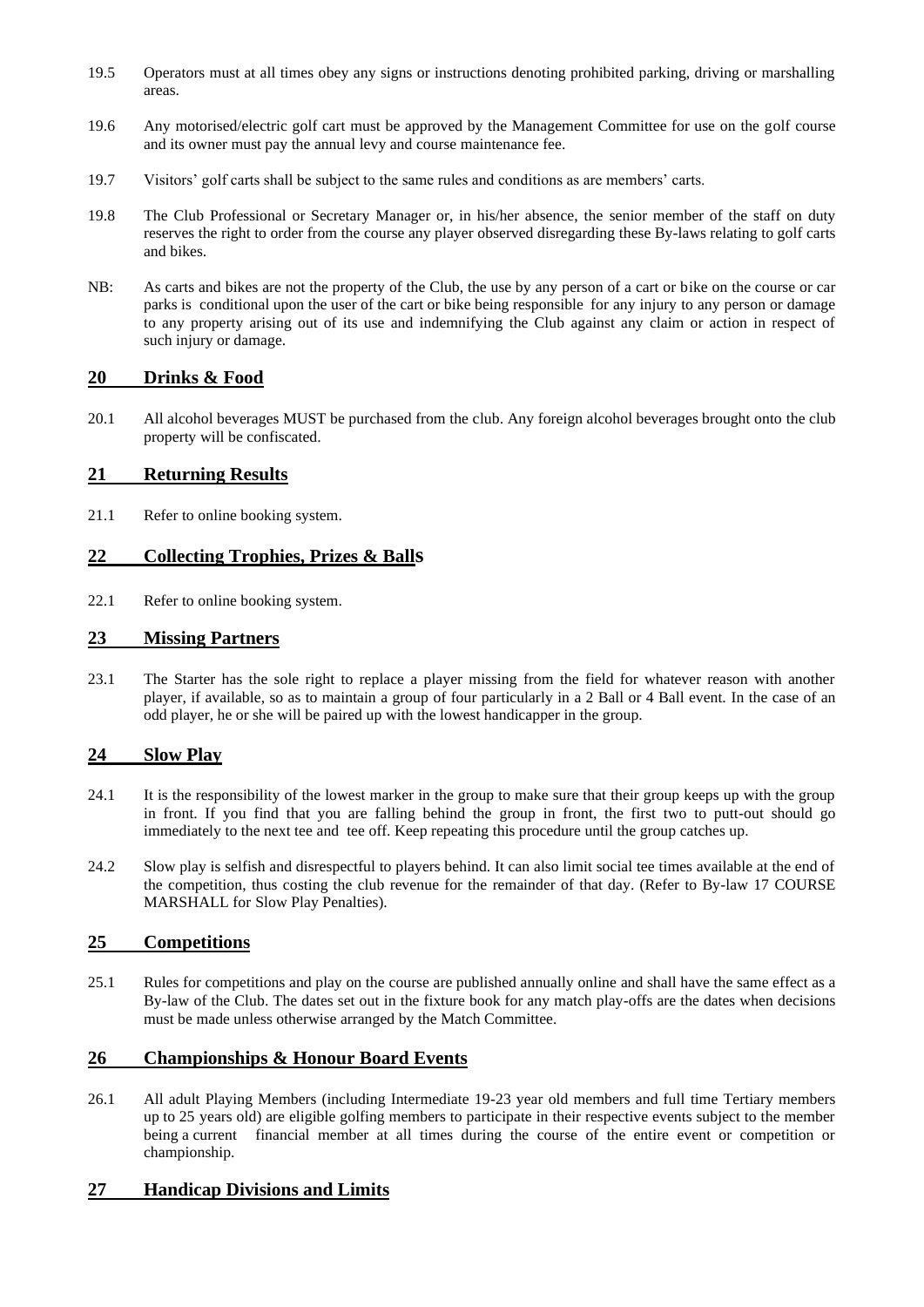19.5 Operators must at all times obey any signs or instructions denoting prohibited parking, driving or marshalling areas.

19.6 Any motorised/electric golf cart must be approved by the Management Committee for use on the golf course and its owner must pay the annual levy and course maintenance fee.

19.7 Visitors' golf carts shall be subject to the same rules and conditions as are members' carts.

19.8 The Club Professional or Secretary Manager or, in his/her absence, the senior member of the staff on duty reserves the right to order from the course any player observed disregarding these By-laws relating to golf carts and bikes.

NB: As carts and bikes are not the property of the Club, the use by any person of a cart or bike on the course or car parks is conditional upon the user of the cart or bike being responsible for any injury to any person or damage to any property arising out of its use and indemnifying the Club against any claim or action in respect of such injury or damage.

## 20 Drinks & Food

20.1 All alcohol beverages MUST be purchased from the club. Any foreign alcohol beverages brought onto the club property will be confiscated.

## 21 Returning Results

21.1 Refer to online booking system.

## 22 Collecting Trophies, Prizes & Balls

22.1 Refer to online booking system.

## 23 Missing Partners

23.1 The Starter has the sole right to replace a player missing from the field for whatever reason with another player, if available, so as to maintain a group of four particularly in a 2 Ball or 4 Ball event. In the case of an odd player, he or she will be paired up with the lowest handicapper in the group.

## 24 Slow Play

24.1 It is the responsibility of the lowest marker in the group to make sure that their group keeps up with the group in front. If you find that you are falling behind the group in front, the first two to putt-out should go immediately to the next tee and tee off. Keep repeating this procedure until the group catches up.

24.2 Slow play is selfish and disrespectful to players behind. It can also limit social tee times available at the end of the competition, thus costing the club revenue for the remainder of that day. (Refer to By-law 17 COURSE MARSHALL for Slow Play Penalties).

## 25 Competitions

25.1 Rules for competitions and play on the course are published annually online and shall have the same effect as a By-law of the Club. The dates set out in the fixture book for any match play-offs are the dates when decisions must be made unless otherwise arranged by the Match Committee.

## 26 Championships & Honour Board Events

26.1 All adult Playing Members (including Intermediate 19-23 year old members and full time Tertiary members up to 25 years old) are eligible golfing members to participate in their respective events subject to the member being a current financial member at all times during the course of the entire event or competition or championship.

## 27 Handicap Divisions and Limits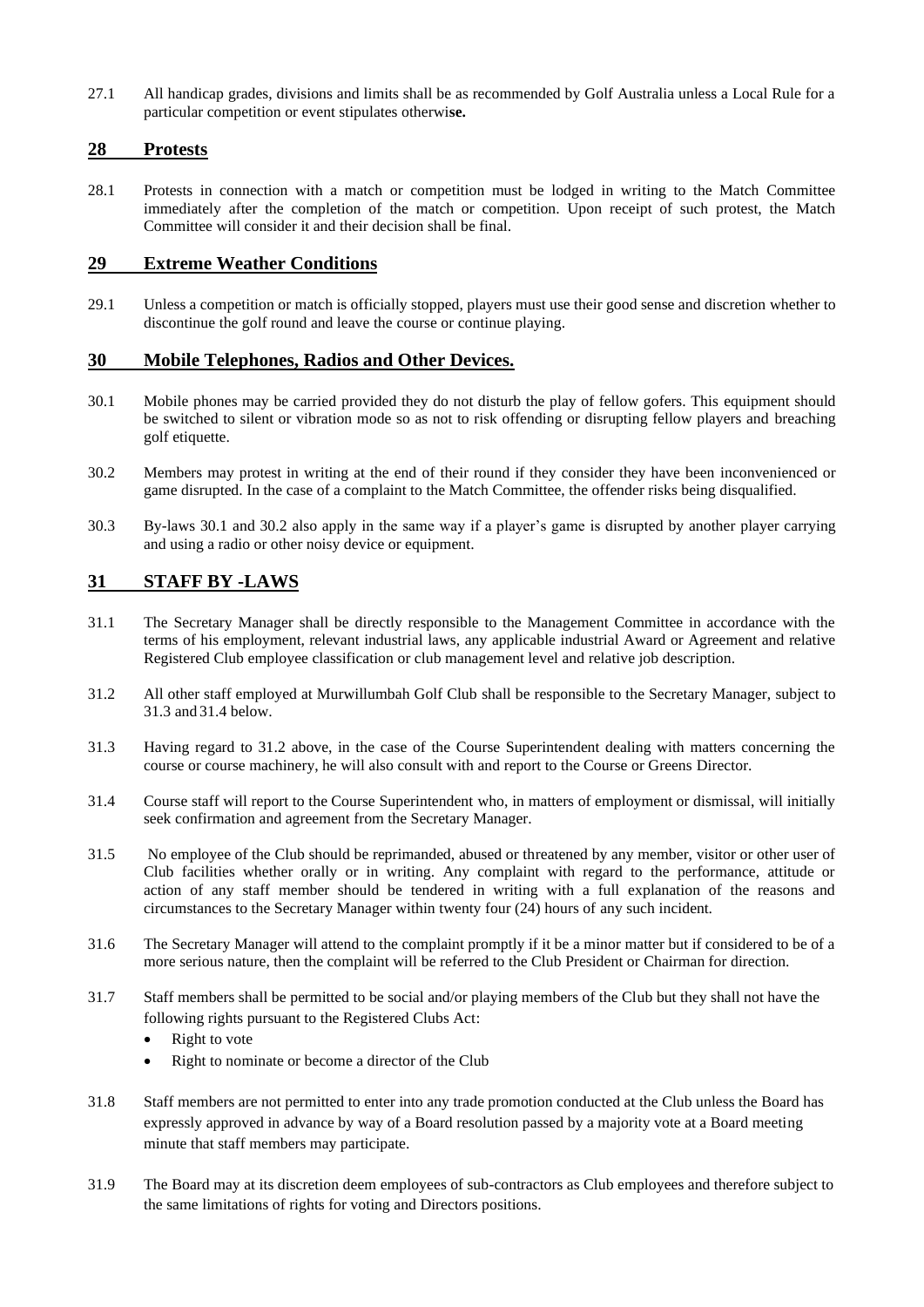27.1 All handicap grades, divisions and limits shall be as recommended by Golf Australia unless a Local Rule for a particular competition or event stipulates otherwi**se.**

## 28 Protests

28.1 Protests in connection with a match or competition must be lodged in writing to the Match Committee immediately after the completion of the match or competition. Upon receipt of such protest, the Match Committee will consider it and their decision shall be final.

## 29 Extreme Weather Conditions

29.1 Unless a competition or match is officially stopped, players must use their good sense and discretion whether to discontinue the golf round and leave the course or continue playing.

## 30 Mobile Telephones, Radios and Other Devices.

30.1 Mobile phones may be carried provided they do not disturb the play of fellow gofers. This equipment should be switched to silent or vibration mode so as not to risk offending or disrupting fellow players and breaching golf etiquette.

30.2 Members may protest in writing at the end of their round if they consider they have been inconvenienced or game disrupted. In the case of a complaint to the Match Committee, the offender risks being disqualified.

30.3 By-laws 30.1 and 30.2 also apply in the same way if a player's game is disrupted by another player carrying and using a radio or other noisy device or equipment.

## 31 STAFF BY -LAWS

31.1 The Secretary Manager shall be directly responsible to the Management Committee in accordance with the terms of his employment, relevant industrial laws, any applicable industrial Award or Agreement and relative Registered Club employee classification or club management level and relative job description.

31.2 All other staff employed at Murwillumbah Golf Club shall be responsible to the Secretary Manager, subject to 31.3 and 31.4 below.

31.3 Having regard to 31.2 above, in the case of the Course Superintendent dealing with matters concerning the course or course machinery, he will also consult with and report to the Course or Greens Director.

31.4 Course staff will report to the Course Superintendent who, in matters of employment or dismissal, will initially seek confirmation and agreement from the Secretary Manager.

31.5 No employee of the Club should be reprimanded, abused or threatened by any member, visitor or other user of Club facilities whether orally or in writing. Any complaint with regard to the performance, attitude or action of any staff member should be tendered in writing with a full explanation of the reasons and circumstances to the Secretary Manager within twenty four (24) hours of any such incident.

31.6 The Secretary Manager will attend to the complaint promptly if it be a minor matter but if considered to be of a more serious nature, then the complaint will be referred to the Club President or Chairman for direction.

31.7 Staff members shall be permitted to be social and/or playing members of the Club but they shall not have the following rights pursuant to the Registered Clubs Act:

- Right to vote
- Right to nominate or become a director of the Club

31.8 Staff members are not permitted to enter into any trade promotion conducted at the Club unless the Board has expressly approved in advance by way of a Board resolution passed by a majority vote at a Board meeting minute that staff members may participate.

31.9 The Board may at its discretion deem employees of sub-contractors as Club employees and therefore subject to the same limitations of rights for voting and Directors positions.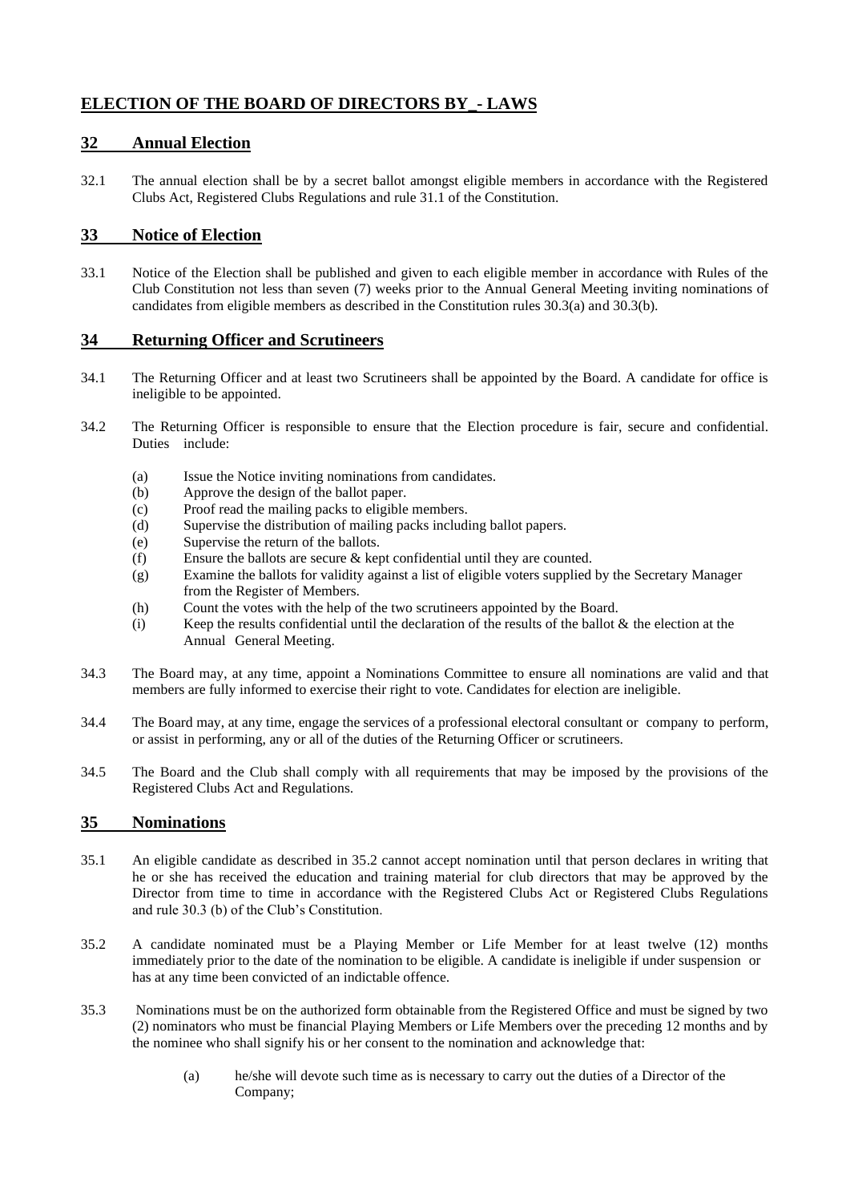## ELECTION OF THE BOARD OF DIRECTORS BY_- LAWS

### 32 Annual Election

32.1 The annual election shall be by a secret ballot amongst eligible members in accordance with the Registered Clubs Act, Registered Clubs Regulations and rule 31.1 of the Constitution.

### 33 Notice of Election

33.1 Notice of the Election shall be published and given to each eligible member in accordance with Rules of the Club Constitution not less than seven (7) weeks prior to the Annual General Meeting inviting nominations of candidates from eligible members as described in the Constitution rules 30.3(a) and 30.3(b).

### 34 Returning Officer and Scrutineers

34.1 The Returning Officer and at least two Scrutineers shall be appointed by the Board. A candidate for office is ineligible to be appointed.

34.2 The Returning Officer is responsible to ensure that the Election procedure is fair, secure and confidential. Duties include:

- (a) Issue the Notice inviting nominations from candidates.
- (b) Approve the design of the ballot paper.
- (c) Proof read the mailing packs to eligible members.
- (d) Supervise the distribution of mailing packs including ballot papers.
- (e) Supervise the return of the ballots.
- (f) Ensure the ballots are secure & kept confidential until they are counted.
- (g) Examine the ballots for validity against a list of eligible voters supplied by the Secretary Manager from the Register of Members.
- (h) Count the votes with the help of the two scrutineers appointed by the Board.
- (i) Keep the results confidential until the declaration of the results of the ballot & the election at the Annual General Meeting.

34.3 The Board may, at any time, appoint a Nominations Committee to ensure all nominations are valid and that members are fully informed to exercise their right to vote. Candidates for election are ineligible.

34.4 The Board may, at any time, engage the services of a professional electoral consultant or company to perform, or assist in performing, any or all of the duties of the Returning Officer or scrutineers.

34.5 The Board and the Club shall comply with all requirements that may be imposed by the provisions of the Registered Clubs Act and Regulations.

### 35 Nominations

35.1 An eligible candidate as described in 35.2 cannot accept nomination until that person declares in writing that he or she has received the education and training material for club directors that may be approved by the Director from time to time in accordance with the Registered Clubs Act or Registered Clubs Regulations and rule 30.3 (b) of the Club's Constitution.

35.2 A candidate nominated must be a Playing Member or Life Member for at least twelve (12) months immediately prior to the date of the nomination to be eligible. A candidate is ineligible if under suspension or has at any time been convicted of an indictable offence.

35.3 Nominations must be on the authorized form obtainable from the Registered Office and must be signed by two (2) nominators who must be financial Playing Members or Life Members over the preceding 12 months and by the nominee who shall signify his or her consent to the nomination and acknowledge that:

- (a) he/she will devote such time as is necessary to carry out the duties of a Director of the Company;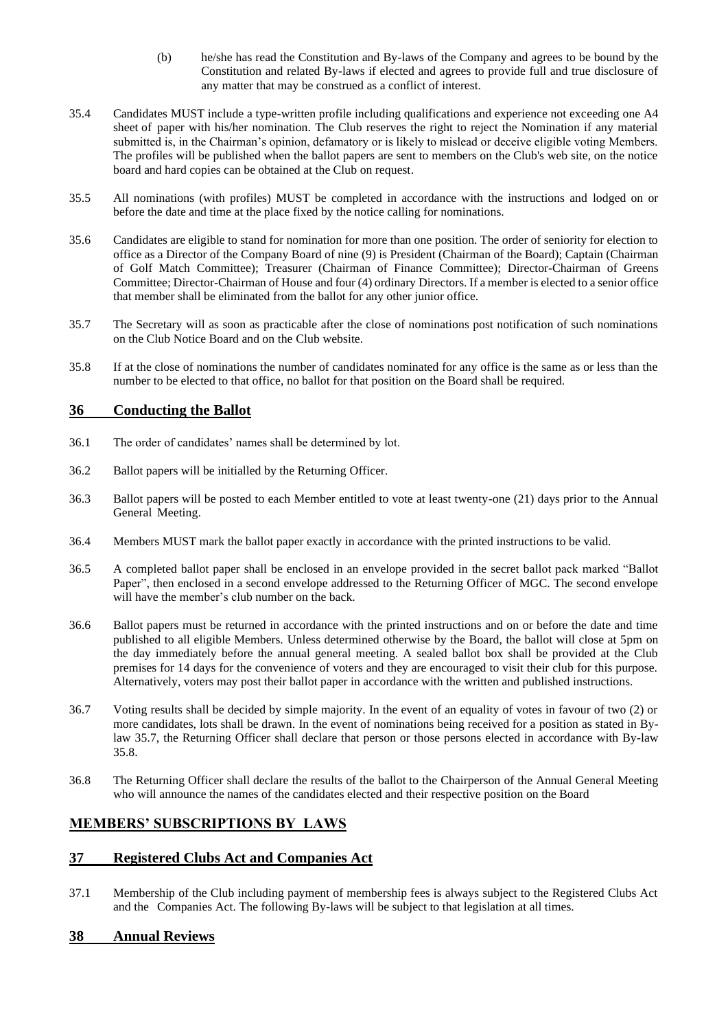(b) he/she has read the Constitution and By-laws of the Company and agrees to be bound by the Constitution and related By-laws if elected and agrees to provide full and true disclosure of any matter that may be construed as a conflict of interest.

35.4 Candidates MUST include a type-written profile including qualifications and experience not exceeding one A4 sheet of paper with his/her nomination. The Club reserves the right to reject the Nomination if any material submitted is, in the Chairman's opinion, defamatory or is likely to mislead or deceive eligible voting Members. The profiles will be published when the ballot papers are sent to members on the Club's web site, on the notice board and hard copies can be obtained at the Club on request.

35.5 All nominations (with profiles) MUST be completed in accordance with the instructions and lodged on or before the date and time at the place fixed by the notice calling for nominations.

35.6 Candidates are eligible to stand for nomination for more than one position. The order of seniority for election to office as a Director of the Company Board of nine (9) is President (Chairman of the Board); Captain (Chairman of Golf Match Committee); Treasurer (Chairman of Finance Committee); Director-Chairman of Greens Committee; Director-Chairman of House and four (4) ordinary Directors. If a member is elected to a senior office that member shall be eliminated from the ballot for any other junior office.

35.7 The Secretary will as soon as practicable after the close of nominations post notification of such nominations on the Club Notice Board and on the Club website.

35.8 If at the close of nominations the number of candidates nominated for any office is the same as or less than the number to be elected to that office, no ballot for that position on the Board shall be required.

## 36 Conducting the Ballot

36.1 The order of candidates' names shall be determined by lot.

36.2 Ballot papers will be initialled by the Returning Officer.

36.3 Ballot papers will be posted to each Member entitled to vote at least twenty-one (21) days prior to the Annual General Meeting.

36.4 Members MUST mark the ballot paper exactly in accordance with the printed instructions to be valid.

36.5 A completed ballot paper shall be enclosed in an envelope provided in the secret ballot pack marked "Ballot Paper", then enclosed in a second envelope addressed to the Returning Officer of MGC. The second envelope will have the member's club number on the back.

36.6 Ballot papers must be returned in accordance with the printed instructions and on or before the date and time published to all eligible Members. Unless determined otherwise by the Board, the ballot will close at 5pm on the day immediately before the annual general meeting. A sealed ballot box shall be provided at the Club premises for 14 days for the convenience of voters and they are encouraged to visit their club for this purpose. Alternatively, voters may post their ballot paper in accordance with the written and published instructions.

36.7 Voting results shall be decided by simple majority. In the event of an equality of votes in favour of two (2) or more candidates, lots shall be drawn. In the event of nominations being received for a position as stated in By-law 35.7, the Returning Officer shall declare that person or those persons elected in accordance with By-law 35.8.

36.8 The Returning Officer shall declare the results of the ballot to the Chairperson of the Annual General Meeting who will announce the names of the candidates elected and their respective position on the Board

# MEMBERS' SUBSCRIPTIONS BY LAWS

## 37 Registered Clubs Act and Companies Act

37.1 Membership of the Club including payment of membership fees is always subject to the Registered Clubs Act and the Companies Act. The following By-laws will be subject to that legislation at all times.

## 38 Annual Reviews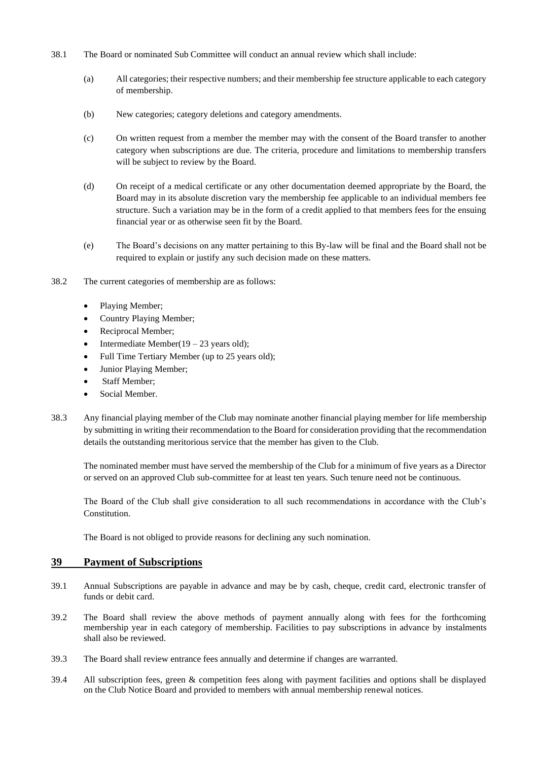38.1 The Board or nominated Sub Committee will conduct an annual review which shall include:

(a) All categories; their respective numbers; and their membership fee structure applicable to each category of membership.

(b) New categories; category deletions and category amendments.

(c) On written request from a member the member may with the consent of the Board transfer to another category when subscriptions are due. The criteria, procedure and limitations to membership transfers will be subject to review by the Board.

(d) On receipt of a medical certificate or any other documentation deemed appropriate by the Board, the Board may in its absolute discretion vary the membership fee applicable to an individual members fee structure. Such a variation may be in the form of a credit applied to that members fees for the ensuing financial year or as otherwise seen fit by the Board.

(e) The Board's decisions on any matter pertaining to this By-law will be final and the Board shall not be required to explain or justify any such decision made on these matters.

38.2 The current categories of membership are as follows:

- Playing Member;
- Country Playing Member;
- Reciprocal Member;
- Intermediate Member(19 – 23 years old);
- Full Time Tertiary Member (up to 25 years old);
- Junior Playing Member;
- Staff Member;
- Social Member.

38.3 Any financial playing member of the Club may nominate another financial playing member for life membership by submitting in writing their recommendation to the Board for consideration providing that the recommendation details the outstanding meritorious service that the member has given to the Club.

The nominated member must have served the membership of the Club for a minimum of five years as a Director or served on an approved Club sub-committee for at least ten years. Such tenure need not be continuous.

The Board of the Club shall give consideration to all such recommendations in accordance with the Club's Constitution.

The Board is not obliged to provide reasons for declining any such nomination.

## 39 Payment of Subscriptions

39.1 Annual Subscriptions are payable in advance and may be by cash, cheque, credit card, electronic transfer of funds or debit card.

39.2 The Board shall review the above methods of payment annually along with fees for the forthcoming membership year in each category of membership. Facilities to pay subscriptions in advance by instalments shall also be reviewed.

39.3 The Board shall review entrance fees annually and determine if changes are warranted.

39.4 All subscription fees, green & competition fees along with payment facilities and options shall be displayed on the Club Notice Board and provided to members with annual membership renewal notices.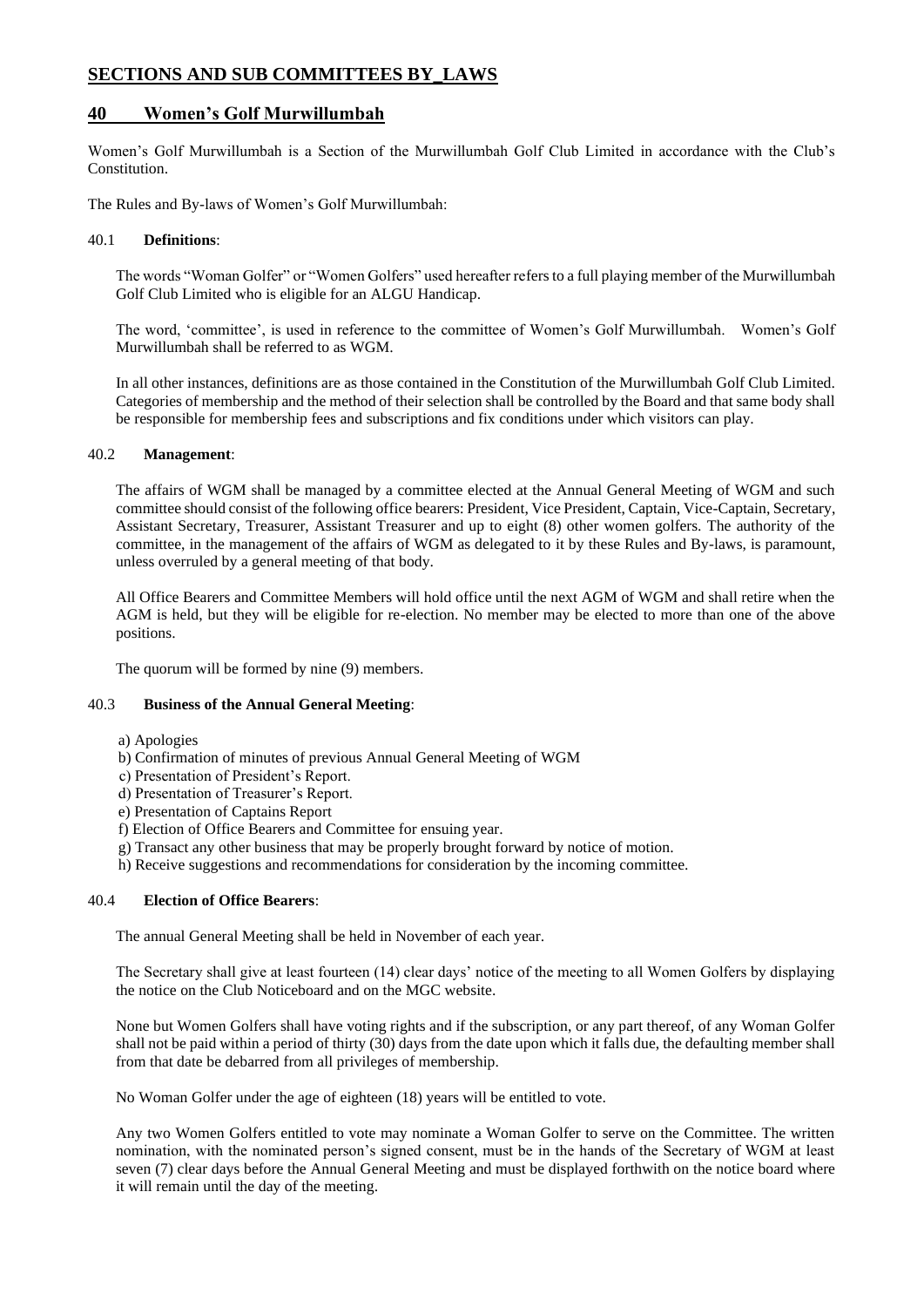# SECTIONS AND SUB COMMITTEES BY_LAWS

## 40 Women's Golf Murwillumbah

Women's Golf Murwillumbah is a Section of the Murwillumbah Golf Club Limited in accordance with the Club's Constitution.

The Rules and By-laws of Women's Golf Murwillumbah:

### 40.1 **Definitions**:

The words "Woman Golfer" or "Women Golfers" used hereafter refers to a full playing member of the Murwillumbah Golf Club Limited who is eligible for an ALGU Handicap.

The word, 'committee', is used in reference to the committee of Women's Golf Murwillumbah. Women's Golf Murwillumbah shall be referred to as WGM.

In all other instances, definitions are as those contained in the Constitution of the Murwillumbah Golf Club Limited. Categories of membership and the method of their selection shall be controlled by the Board and that same body shall be responsible for membership fees and subscriptions and fix conditions under which visitors can play.

### 40.2 **Management**:

The affairs of WGM shall be managed by a committee elected at the Annual General Meeting of WGM and such committee should consist of the following office bearers: President, Vice President, Captain, Vice-Captain, Secretary, Assistant Secretary, Treasurer, Assistant Treasurer and up to eight (8) other women golfers. The authority of the committee, in the management of the affairs of WGM as delegated to it by these Rules and By-laws, is paramount, unless overruled by a general meeting of that body.

All Office Bearers and Committee Members will hold office until the next AGM of WGM and shall retire when the AGM is held, but they will be eligible for re-election. No member may be elected to more than one of the above positions.

The quorum will be formed by nine (9) members.

### 40.3 **Business of the Annual General Meeting**:

a) Apologies
b) Confirmation of minutes of previous Annual General Meeting of WGM
c) Presentation of President's Report.
d) Presentation of Treasurer's Report.
e) Presentation of Captains Report
f) Election of Office Bearers and Committee for ensuing year.
g) Transact any other business that may be properly brought forward by notice of motion.
h) Receive suggestions and recommendations for consideration by the incoming committee.

### 40.4 **Election of Office Bearers**:

The annual General Meeting shall be held in November of each year.

The Secretary shall give at least fourteen (14) clear days' notice of the meeting to all Women Golfers by displaying the notice on the Club Noticeboard and on the MGC website.

None but Women Golfers shall have voting rights and if the subscription, or any part thereof, of any Woman Golfer shall not be paid within a period of thirty (30) days from the date upon which it falls due, the defaulting member shall from that date be debarred from all privileges of membership.

No Woman Golfer under the age of eighteen (18) years will be entitled to vote.

Any two Women Golfers entitled to vote may nominate a Woman Golfer to serve on the Committee. The written nomination, with the nominated person's signed consent, must be in the hands of the Secretary of WGM at least seven (7) clear days before the Annual General Meeting and must be displayed forthwith on the notice board where it will remain until the day of the meeting.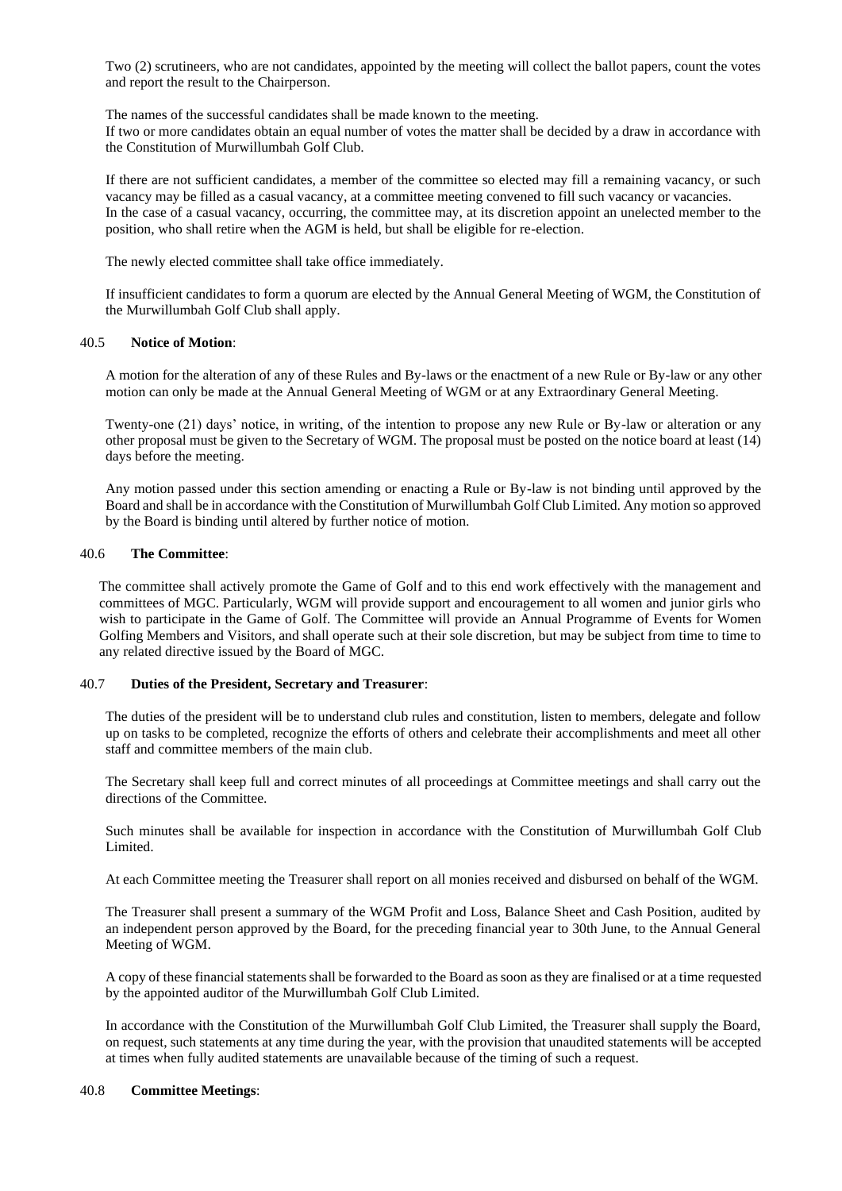Two (2) scrutineers, who are not candidates, appointed by the meeting will collect the ballot papers, count the votes and report the result to the Chairperson.

The names of the successful candidates shall be made known to the meeting.
If two or more candidates obtain an equal number of votes the matter shall be decided by a draw in accordance with the Constitution of Murwillumbah Golf Club.

If there are not sufficient candidates, a member of the committee so elected may fill a remaining vacancy, or such vacancy may be filled as a casual vacancy, at a committee meeting convened to fill such vacancy or vacancies.
In the case of a casual vacancy, occurring, the committee may, at its discretion appoint an unelected member to the position, who shall retire when the AGM is held, but shall be eligible for re-election.

The newly elected committee shall take office immediately.

If insufficient candidates to form a quorum are elected by the Annual General Meeting of WGM, the Constitution of the Murwillumbah Golf Club shall apply.

40.5 **Notice of Motion**:

A motion for the alteration of any of these Rules and By-laws or the enactment of a new Rule or By-law or any other motion can only be made at the Annual General Meeting of WGM or at any Extraordinary General Meeting.

Twenty-one (21) days' notice, in writing, of the intention to propose any new Rule or By-law or alteration or any other proposal must be given to the Secretary of WGM. The proposal must be posted on the notice board at least (14) days before the meeting.

Any motion passed under this section amending or enacting a Rule or By-law is not binding until approved by the Board and shall be in accordance with the Constitution of Murwillumbah Golf Club Limited. Any motion so approved by the Board is binding until altered by further notice of motion.

40.6 **The Committee**:

The committee shall actively promote the Game of Golf and to this end work effectively with the management and committees of MGC. Particularly, WGM will provide support and encouragement to all women and junior girls who wish to participate in the Game of Golf. The Committee will provide an Annual Programme of Events for Women Golfing Members and Visitors, and shall operate such at their sole discretion, but may be subject from time to time to any related directive issued by the Board of MGC.

40.7 **Duties of the President, Secretary and Treasurer**:

The duties of the president will be to understand club rules and constitution, listen to members, delegate and follow up on tasks to be completed, recognize the efforts of others and celebrate their accomplishments and meet all other staff and committee members of the main club.

The Secretary shall keep full and correct minutes of all proceedings at Committee meetings and shall carry out the directions of the Committee.

Such minutes shall be available for inspection in accordance with the Constitution of Murwillumbah Golf Club Limited.

At each Committee meeting the Treasurer shall report on all monies received and disbursed on behalf of the WGM.

The Treasurer shall present a summary of the WGM Profit and Loss, Balance Sheet and Cash Position, audited by an independent person approved by the Board, for the preceding financial year to 30th June, to the Annual General Meeting of WGM.

A copy of these financial statements shall be forwarded to the Board as soon as they are finalised or at a time requested by the appointed auditor of the Murwillumbah Golf Club Limited.

In accordance with the Constitution of the Murwillumbah Golf Club Limited, the Treasurer shall supply the Board, on request, such statements at any time during the year, with the provision that unaudited statements will be accepted at times when fully audited statements are unavailable because of the timing of such a request.

40.8 **Committee Meetings**: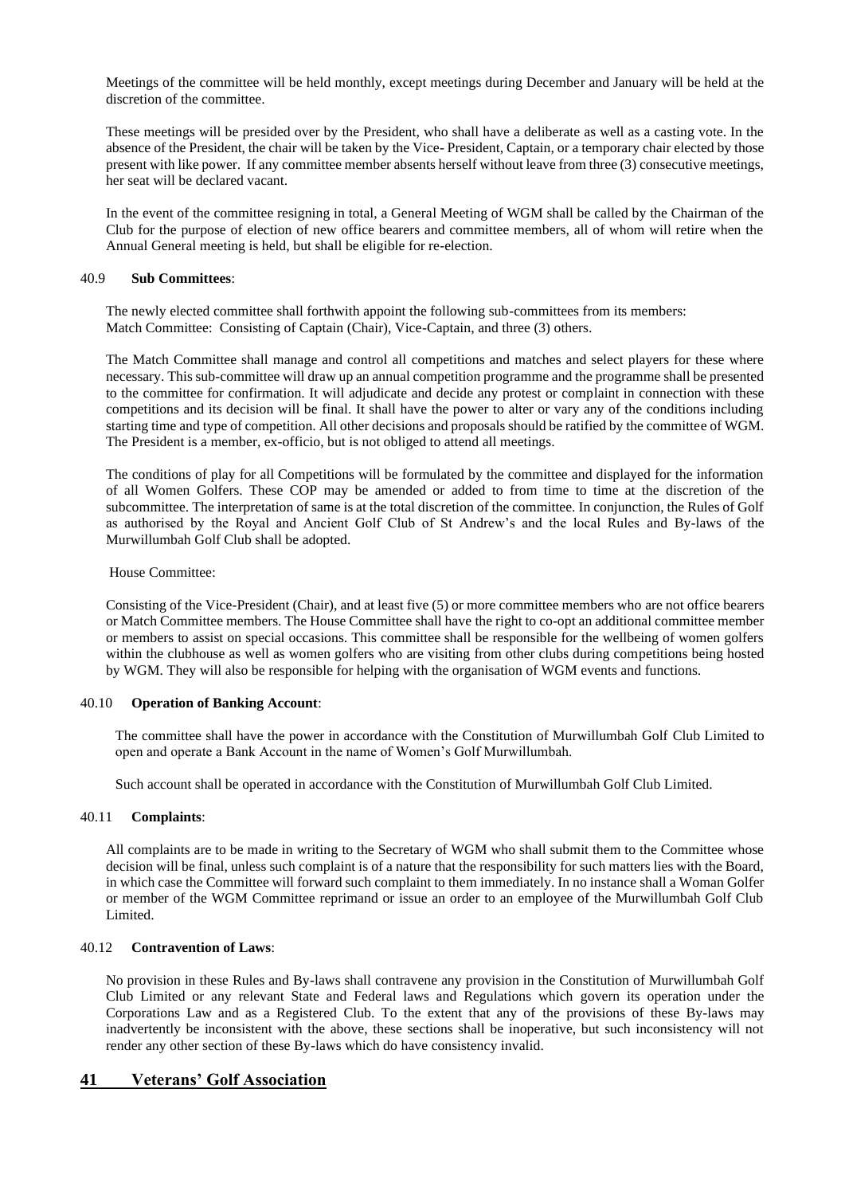Meetings of the committee will be held monthly, except meetings during December and January will be held at the discretion of the committee.

These meetings will be presided over by the President, who shall have a deliberate as well as a casting vote. In the absence of the President, the chair will be taken by the Vice- President, Captain, or a temporary chair elected by those present with like power. If any committee member absents herself without leave from three (3) consecutive meetings, her seat will be declared vacant.

In the event of the committee resigning in total, a General Meeting of WGM shall be called by the Chairman of the Club for the purpose of election of new office bearers and committee members, all of whom will retire when the Annual General meeting is held, but shall be eligible for re-election.

40.9 **Sub Committees**:

The newly elected committee shall forthwith appoint the following sub-committees from its members:
Match Committee: Consisting of Captain (Chair), Vice-Captain, and three (3) others.

The Match Committee shall manage and control all competitions and matches and select players for these where necessary. This sub-committee will draw up an annual competition programme and the programme shall be presented to the committee for confirmation. It will adjudicate and decide any protest or complaint in connection with these competitions and its decision will be final. It shall have the power to alter or vary any of the conditions including starting time and type of competition. All other decisions and proposals should be ratified by the committee of WGM. The President is a member, ex-officio, but is not obliged to attend all meetings.

The conditions of play for all Competitions will be formulated by the committee and displayed for the information of all Women Golfers. These COP may be amended or added to from time to time at the discretion of the subcommittee. The interpretation of same is at the total discretion of the committee. In conjunction, the Rules of Golf as authorised by the Royal and Ancient Golf Club of St Andrew's and the local Rules and By-laws of the Murwillumbah Golf Club shall be adopted.

House Committee:

Consisting of the Vice-President (Chair), and at least five (5) or more committee members who are not office bearers or Match Committee members. The House Committee shall have the right to co-opt an additional committee member or members to assist on special occasions. This committee shall be responsible for the wellbeing of women golfers within the clubhouse as well as women golfers who are visiting from other clubs during competitions being hosted by WGM. They will also be responsible for helping with the organisation of WGM events and functions.

40.10 **Operation of Banking Account**:

The committee shall have the power in accordance with the Constitution of Murwillumbah Golf Club Limited to open and operate a Bank Account in the name of Women's Golf Murwillumbah.

Such account shall be operated in accordance with the Constitution of Murwillumbah Golf Club Limited.

40.11 **Complaints**:

All complaints are to be made in writing to the Secretary of WGM who shall submit them to the Committee whose decision will be final, unless such complaint is of a nature that the responsibility for such matters lies with the Board, in which case the Committee will forward such complaint to them immediately. In no instance shall a Woman Golfer or member of the WGM Committee reprimand or issue an order to an employee of the Murwillumbah Golf Club Limited.

40.12 **Contravention of Laws**:

No provision in these Rules and By-laws shall contravene any provision in the Constitution of Murwillumbah Golf Club Limited or any relevant State and Federal laws and Regulations which govern its operation under the Corporations Law and as a Registered Club. To the extent that any of the provisions of these By-laws may inadvertently be inconsistent with the above, these sections shall be inoperative, but such inconsistency will not render any other section of these By-laws which do have consistency invalid.

## 41 Veterans' Golf Association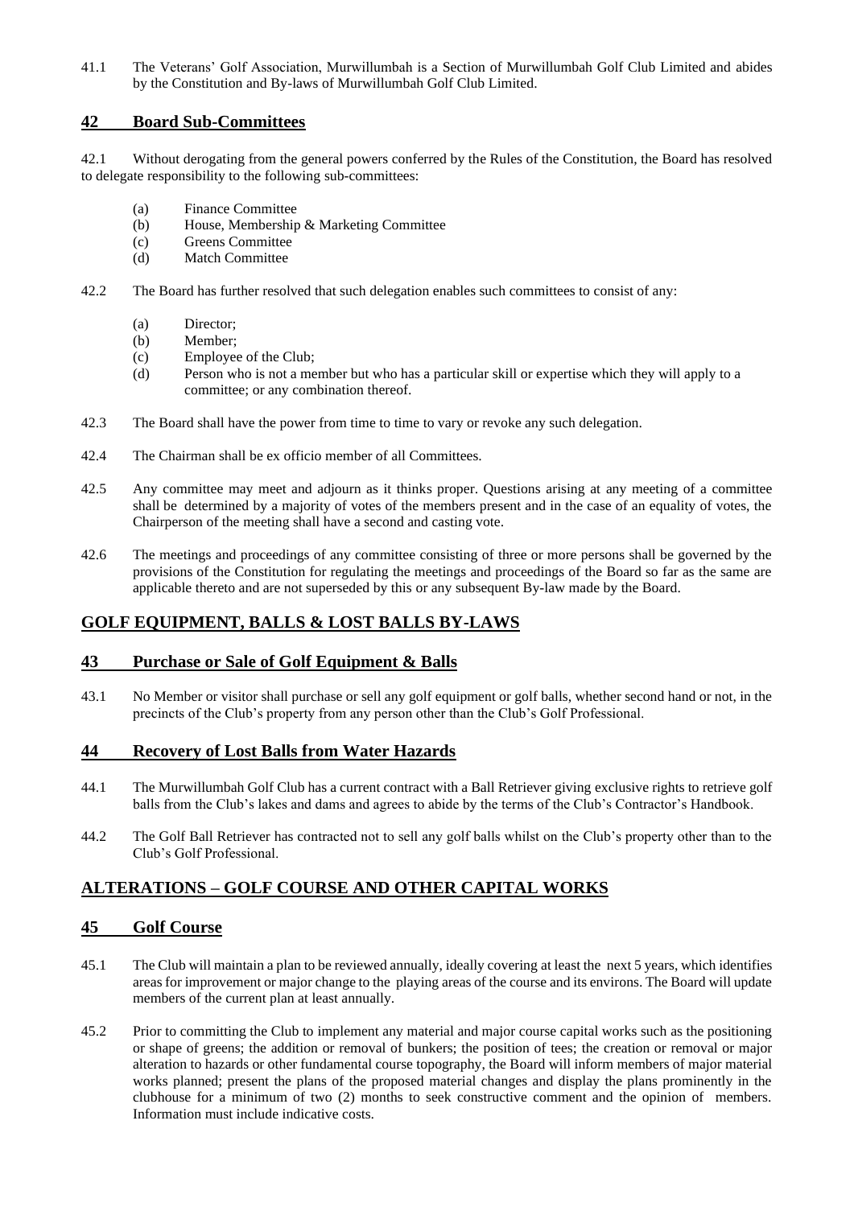41.1 The Veterans' Golf Association, Murwillumbah is a Section of Murwillumbah Golf Club Limited and abides by the Constitution and By-laws of Murwillumbah Golf Club Limited.

## 42 Board Sub-Committees

42.1 Without derogating from the general powers conferred by the Rules of the Constitution, the Board has resolved to delegate responsibility to the following sub-committees:

- (a) Finance Committee
- (b) House, Membership & Marketing Committee
- (c) Greens Committee
- (d) Match Committee

42.2 The Board has further resolved that such delegation enables such committees to consist of any:

- (a) Director;
- (b) Member;
- (c) Employee of the Club;
- (d) Person who is not a member but who has a particular skill or expertise which they will apply to a committee; or any combination thereof.

42.3 The Board shall have the power from time to time to vary or revoke any such delegation.

42.4 The Chairman shall be ex officio member of all Committees.

42.5 Any committee may meet and adjourn as it thinks proper. Questions arising at any meeting of a committee shall be determined by a majority of votes of the members present and in the case of an equality of votes, the Chairperson of the meeting shall have a second and casting vote.

42.6 The meetings and proceedings of any committee consisting of three or more persons shall be governed by the provisions of the Constitution for regulating the meetings and proceedings of the Board so far as the same are applicable thereto and are not superseded by this or any subsequent By-law made by the Board.

# GOLF EQUIPMENT, BALLS & LOST BALLS BY-LAWS

## 43 Purchase or Sale of Golf Equipment & Balls

43.1 No Member or visitor shall purchase or sell any golf equipment or golf balls, whether second hand or not, in the precincts of the Club's property from any person other than the Club's Golf Professional.

## 44 Recovery of Lost Balls from Water Hazards

44.1 The Murwillumbah Golf Club has a current contract with a Ball Retriever giving exclusive rights to retrieve golf balls from the Club's lakes and dams and agrees to abide by the terms of the Club's Contractor's Handbook.

44.2 The Golf Ball Retriever has contracted not to sell any golf balls whilst on the Club's property other than to the Club's Golf Professional.

# ALTERATIONS – GOLF COURSE AND OTHER CAPITAL WORKS

## 45 Golf Course

45.1 The Club will maintain a plan to be reviewed annually, ideally covering at least the next 5 years, which identifies areas for improvement or major change to the playing areas of the course and its environs. The Board will update members of the current plan at least annually.

45.2 Prior to committing the Club to implement any material and major course capital works such as the positioning or shape of greens; the addition or removal of bunkers; the position of tees; the creation or removal or major alteration to hazards or other fundamental course topography, the Board will inform members of major material works planned; present the plans of the proposed material changes and display the plans prominently in the clubhouse for a minimum of two (2) months to seek constructive comment and the opinion of members. Information must include indicative costs.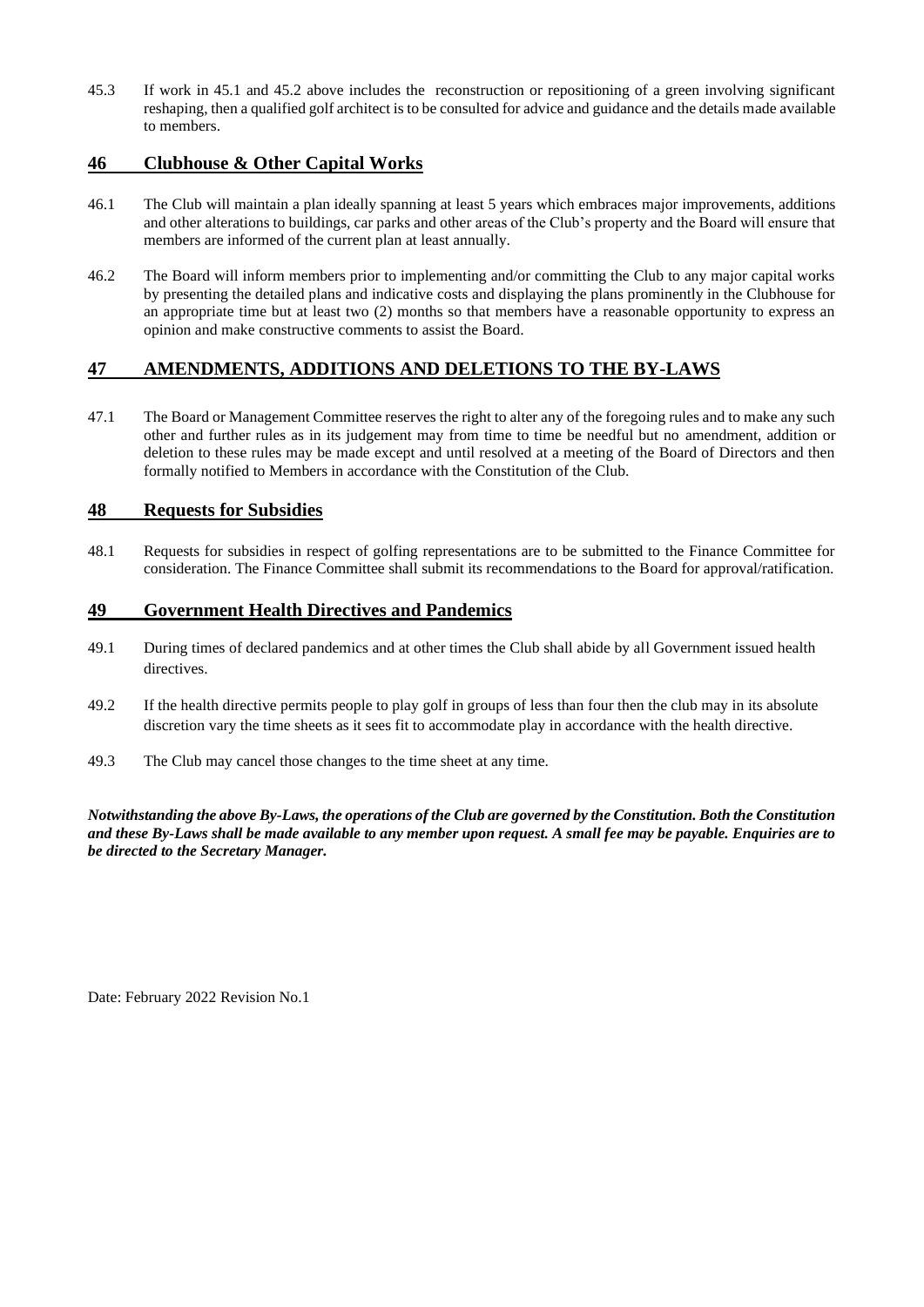45.3 If work in 45.1 and 45.2 above includes the reconstruction or repositioning of a green involving significant reshaping, then a qualified golf architect is to be consulted for advice and guidance and the details made available to members.

## 46 Clubhouse & Other Capital Works

46.1 The Club will maintain a plan ideally spanning at least 5 years which embraces major improvements, additions and other alterations to buildings, car parks and other areas of the Club's property and the Board will ensure that members are informed of the current plan at least annually.

46.2 The Board will inform members prior to implementing and/or committing the Club to any major capital works by presenting the detailed plans and indicative costs and displaying the plans prominently in the Clubhouse for an appropriate time but at least two (2) months so that members have a reasonable opportunity to express an opinion and make constructive comments to assist the Board.

## 47 AMENDMENTS, ADDITIONS AND DELETIONS TO THE BY-LAWS

47.1 The Board or Management Committee reserves the right to alter any of the foregoing rules and to make any such other and further rules as in its judgement may from time to time be needful but no amendment, addition or deletion to these rules may be made except and until resolved at a meeting of the Board of Directors and then formally notified to Members in accordance with the Constitution of the Club.

## 48 Requests for Subsidies

48.1 Requests for subsidies in respect of golfing representations are to be submitted to the Finance Committee for consideration. The Finance Committee shall submit its recommendations to the Board for approval/ratification.

## 49 Government Health Directives and Pandemics

49.1 During times of declared pandemics and at other times the Club shall abide by all Government issued health directives.

49.2 If the health directive permits people to play golf in groups of less than four then the club may in its absolute discretion vary the time sheets as it sees fit to accommodate play in accordance with the health directive.

49.3 The Club may cancel those changes to the time sheet at any time.

***Notwithstanding the above By-Laws, the operations of the Club are governed by the Constitution. Both the Constitution and these By-Laws shall be made available to any member upon request. A small fee may be payable. Enquiries are to be directed to the Secretary Manager.***

Date: February 2022 Revision No.1